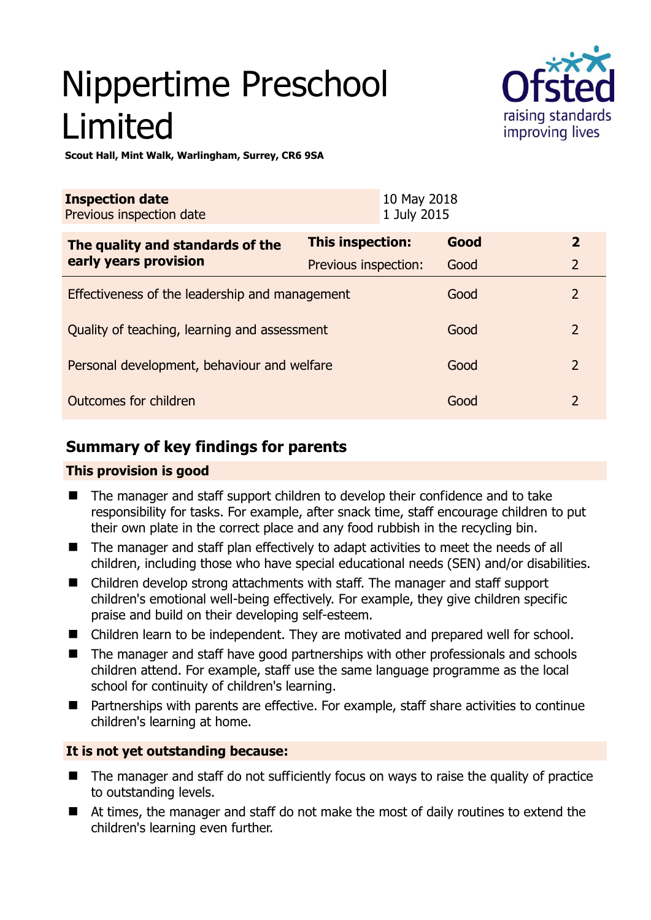# Nippertime Preschool Limited

**Scout Hall, Mint Walk, Warlingham, Surrey, CR6 9SA**

| **Inspection date** | 10 May 2018 |
|---|---|
| Previous inspection date | 1 July 2015 |

| **The quality and standards of the early years provision** | **This inspection:** | **Good** | **2** |
|---|---|---|---|
| | Previous inspection: | Good | 2 |
| Effectiveness of the leadership and management | | Good | 2 |
| Quality of teaching, learning and assessment | | Good | 2 |
| Personal development, behaviour and welfare | | Good | 2 |
| Outcomes for children | | Good | 2 |

## Summary of key findings for parents

**This provision is good**

- The manager and staff support children to develop their confidence and to take responsibility for tasks. For example, after snack time, staff encourage children to put their own plate in the correct place and any food rubbish in the recycling bin.
- The manager and staff plan effectively to adapt activities to meet the needs of all children, including those who have special educational needs (SEN) and/or disabilities.
- Children develop strong attachments with staff. The manager and staff support children's emotional well-being effectively. For example, they give children specific praise and build on their developing self-esteem.
- Children learn to be independent. They are motivated and prepared well for school.
- The manager and staff have good partnerships with other professionals and schools children attend. For example, staff use the same language programme as the local school for continuity of children's learning.
- Partnerships with parents are effective. For example, staff share activities to continue children's learning at home.

**It is not yet outstanding because:**

- The manager and staff do not sufficiently focus on ways to raise the quality of practice to outstanding levels.
- At times, the manager and staff do not make the most of daily routines to extend the children's learning even further.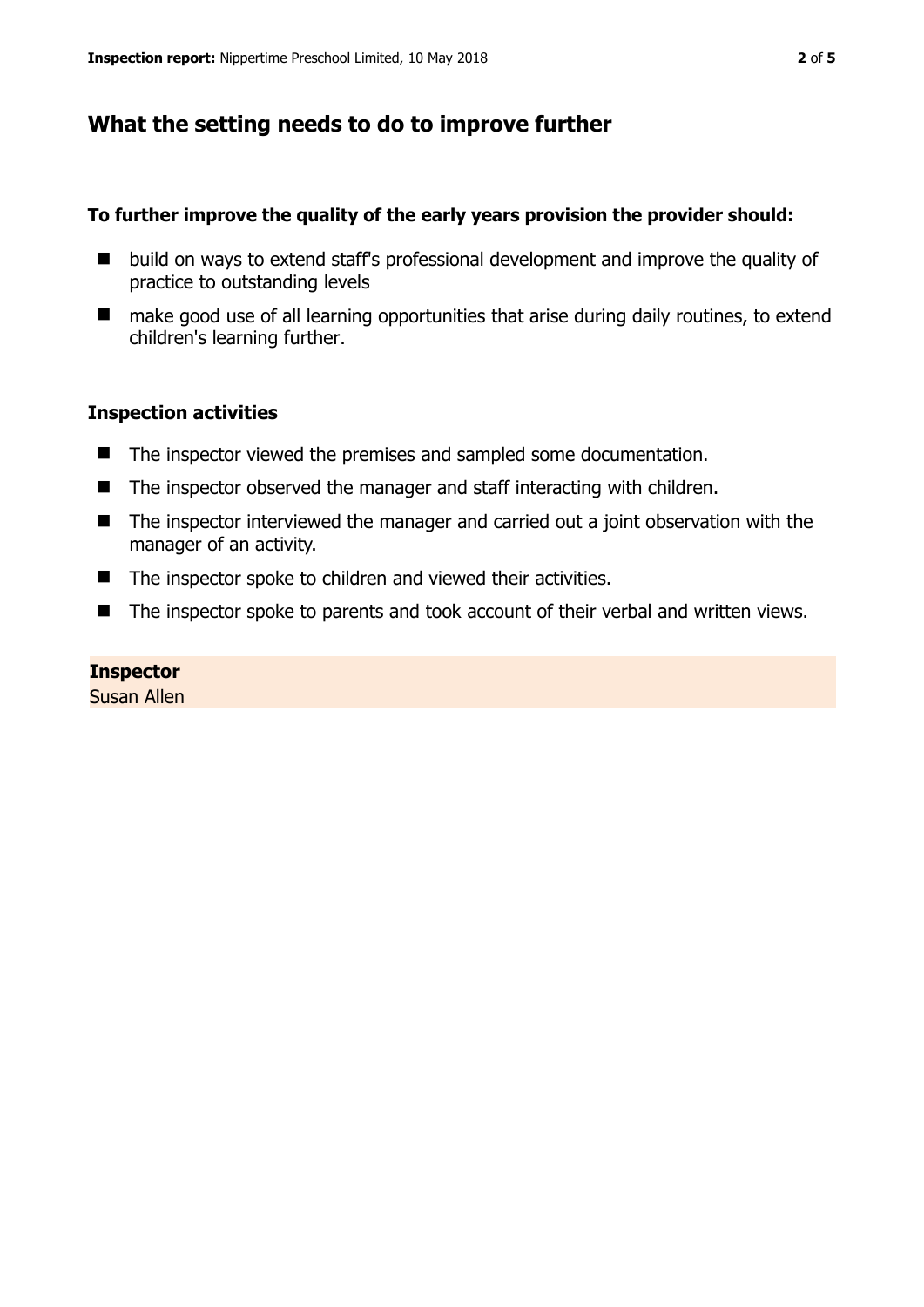## What the setting needs to do to improve further

**To further improve the quality of the early years provision the provider should:**

- build on ways to extend staff's professional development and improve the quality of practice to outstanding levels
- make good use of all learning opportunities that arise during daily routines, to extend children's learning further.

### Inspection activities

- The inspector viewed the premises and sampled some documentation.
- The inspector observed the manager and staff interacting with children.
- The inspector interviewed the manager and carried out a joint observation with the manager of an activity.
- The inspector spoke to children and viewed their activities.
- The inspector spoke to parents and took account of their verbal and written views.

**Inspector**
Susan Allen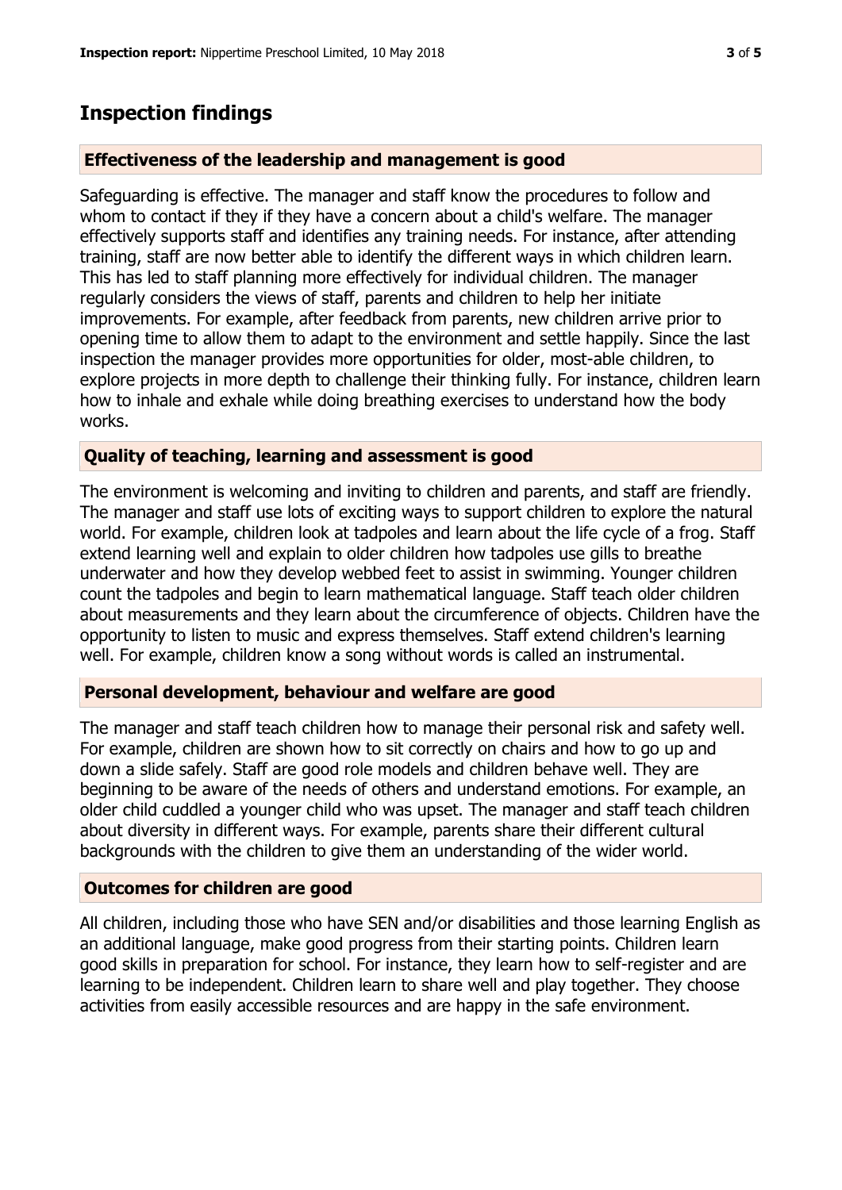## Inspection findings

### Effectiveness of the leadership and management is good

Safeguarding is effective. The manager and staff know the procedures to follow and whom to contact if they if they have a concern about a child's welfare. The manager effectively supports staff and identifies any training needs. For instance, after attending training, staff are now better able to identify the different ways in which children learn. This has led to staff planning more effectively for individual children. The manager regularly considers the views of staff, parents and children to help her initiate improvements. For example, after feedback from parents, new children arrive prior to opening time to allow them to adapt to the environment and settle happily. Since the last inspection the manager provides more opportunities for older, most-able children, to explore projects in more depth to challenge their thinking fully. For instance, children learn how to inhale and exhale while doing breathing exercises to understand how the body works.

### Quality of teaching, learning and assessment is good

The environment is welcoming and inviting to children and parents, and staff are friendly. The manager and staff use lots of exciting ways to support children to explore the natural world. For example, children look at tadpoles and learn about the life cycle of a frog. Staff extend learning well and explain to older children how tadpoles use gills to breathe underwater and how they develop webbed feet to assist in swimming. Younger children count the tadpoles and begin to learn mathematical language. Staff teach older children about measurements and they learn about the circumference of objects. Children have the opportunity to listen to music and express themselves. Staff extend children's learning well. For example, children know a song without words is called an instrumental.

### Personal development, behaviour and welfare are good

The manager and staff teach children how to manage their personal risk and safety well. For example, children are shown how to sit correctly on chairs and how to go up and down a slide safely. Staff are good role models and children behave well. They are beginning to be aware of the needs of others and understand emotions. For example, an older child cuddled a younger child who was upset. The manager and staff teach children about diversity in different ways. For example, parents share their different cultural backgrounds with the children to give them an understanding of the wider world.

### Outcomes for children are good

All children, including those who have SEN and/or disabilities and those learning English as an additional language, make good progress from their starting points. Children learn good skills in preparation for school. For instance, they learn how to self-register and are learning to be independent. Children learn to share well and play together. They choose activities from easily accessible resources and are happy in the safe environment.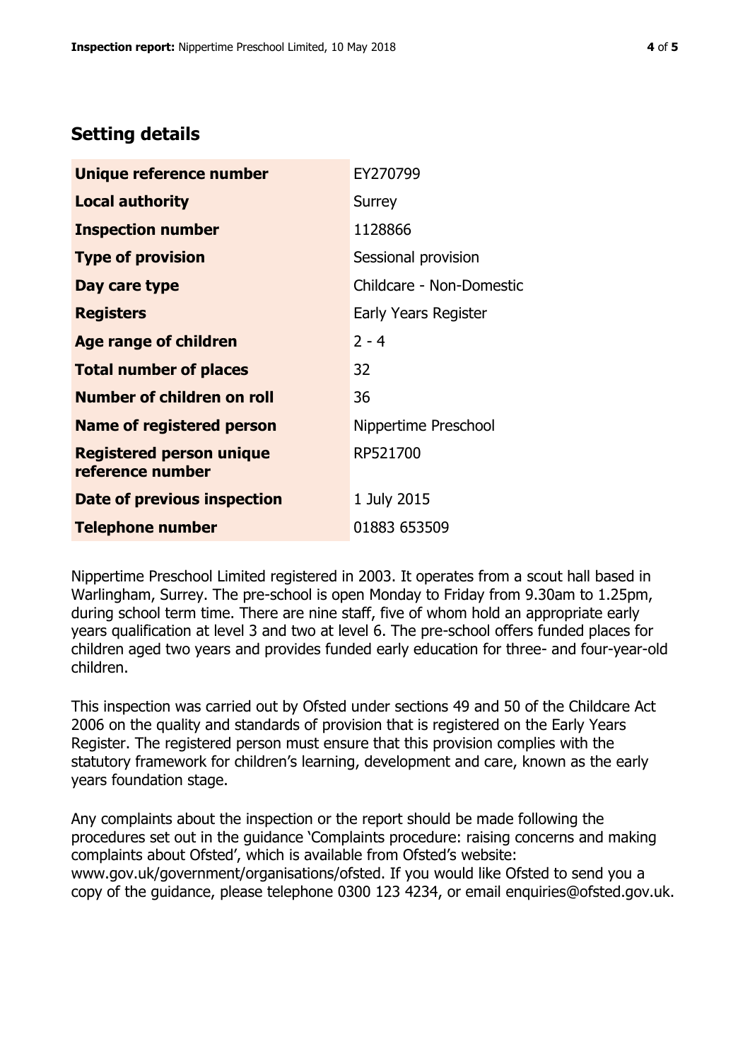## Setting details

| | |
|---|---|
| **Unique reference number** | EY270799 |
| **Local authority** | Surrey |
| **Inspection number** | 1128866 |
| **Type of provision** | Sessional provision |
| **Day care type** | Childcare - Non-Domestic |
| **Registers** | Early Years Register |
| **Age range of children** | 2 - 4 |
| **Total number of places** | 32 |
| **Number of children on roll** | 36 |
| **Name of registered person** | Nippertime Preschool |
| **Registered person unique reference number** | RP521700 |
| **Date of previous inspection** | 1 July 2015 |
| **Telephone number** | 01883 653509 |

Nippertime Preschool Limited registered in 2003. It operates from a scout hall based in Warlingham, Surrey. The pre-school is open Monday to Friday from 9.30am to 1.25pm, during school term time. There are nine staff, five of whom hold an appropriate early years qualification at level 3 and two at level 6. The pre-school offers funded places for children aged two years and provides funded early education for three- and four-year-old children.

This inspection was carried out by Ofsted under sections 49 and 50 of the Childcare Act 2006 on the quality and standards of provision that is registered on the Early Years Register. The registered person must ensure that this provision complies with the statutory framework for children's learning, development and care, known as the early years foundation stage.

Any complaints about the inspection or the report should be made following the procedures set out in the guidance 'Complaints procedure: raising concerns and making complaints about Ofsted', which is available from Ofsted's website: www.gov.uk/government/organisations/ofsted. If you would like Ofsted to send you a copy of the guidance, please telephone 0300 123 4234, or email enquiries@ofsted.gov.uk.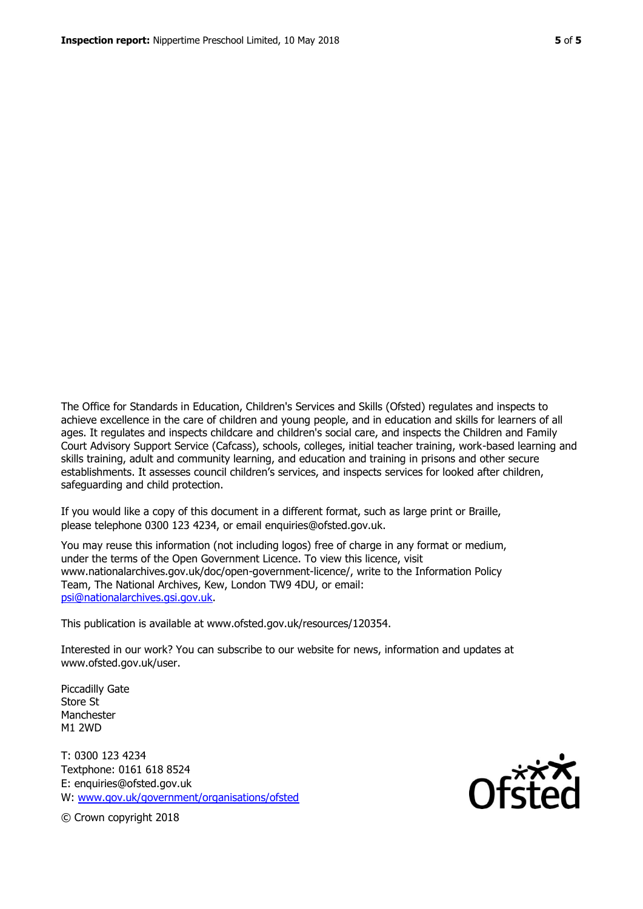The Office for Standards in Education, Children's Services and Skills (Ofsted) regulates and inspects to achieve excellence in the care of children and young people, and in education and skills for learners of all ages. It regulates and inspects childcare and children's social care, and inspects the Children and Family Court Advisory Support Service (Cafcass), schools, colleges, initial teacher training, work-based learning and skills training, adult and community learning, and education and training in prisons and other secure establishments. It assesses council children's services, and inspects services for looked after children, safeguarding and child protection.

If you would like a copy of this document in a different format, such as large print or Braille, please telephone 0300 123 4234, or email enquiries@ofsted.gov.uk.

You may reuse this information (not including logos) free of charge in any format or medium, under the terms of the Open Government Licence. To view this licence, visit www.nationalarchives.gov.uk/doc/open-government-licence/, write to the Information Policy Team, The National Archives, Kew, London TW9 4DU, or email: psi@nationalarchives.gsi.gov.uk.

This publication is available at www.ofsted.gov.uk/resources/120354.

Interested in our work? You can subscribe to our website for news, information and updates at www.ofsted.gov.uk/user.

Piccadilly Gate
Store St
Manchester
M1 2WD

T: 0300 123 4234
Textphone: 0161 618 8524
E: enquiries@ofsted.gov.uk
W: www.gov.uk/government/organisations/ofsted

© Crown copyright 2018